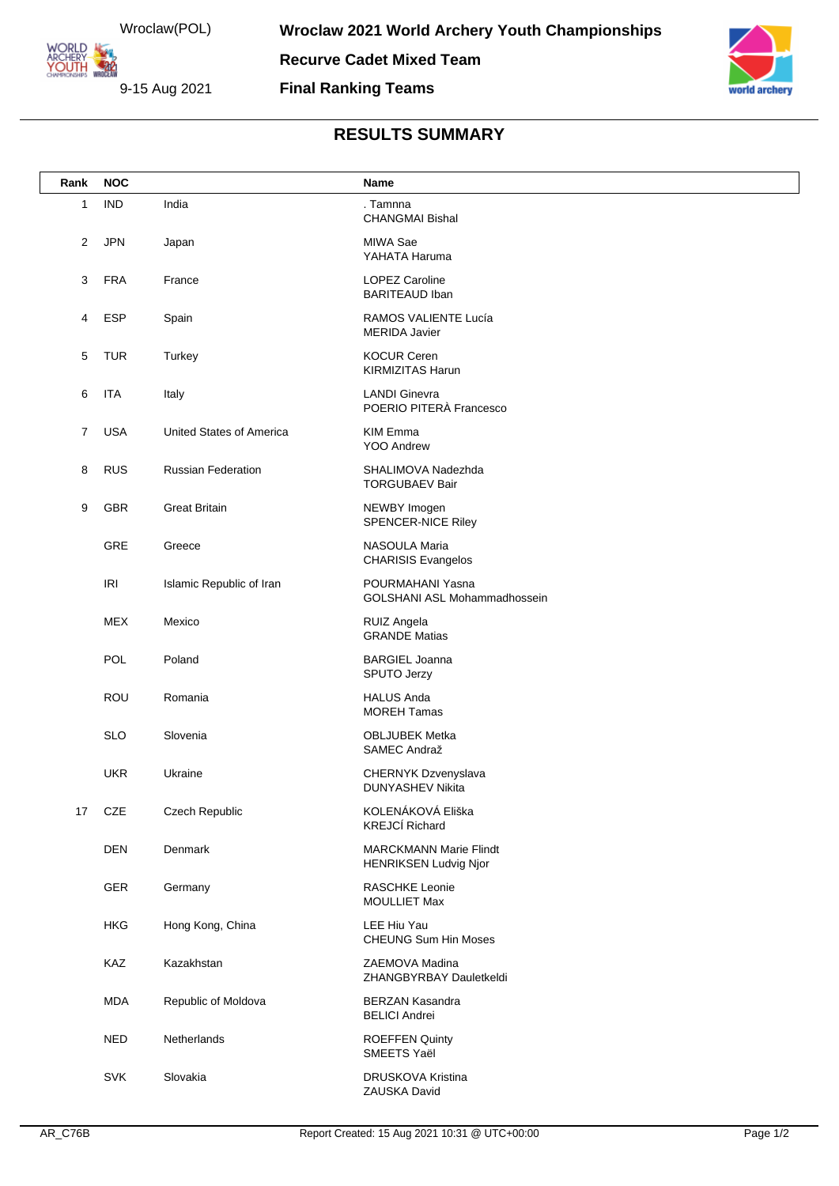Wroclaw(POL)

9-15 Aug 2021

# Wroclaw 2021 World Archery Youth Championships

## Recurve Cadet Mixed Team

## Final Ranking Teams

### RESULTS SUMMARY

| Rank | NOC | | Name |
|---|---|---|---|
| 1 | IND | India | . Tamnna<br>CHANGMAI Bishal |
| 2 | JPN | Japan | MIWA Sae<br>YAHATA Haruma |
| 3 | FRA | France | LOPEZ Caroline<br>BARITEAUD Iban |
| 4 | ESP | Spain | RAMOS VALIENTE Lucía<br>MERIDA Javier |
| 5 | TUR | Turkey | KOCUR Ceren<br>KIRMIZITAS Harun |
| 6 | ITA | Italy | LANDI Ginevra<br>POERIO PITERÀ Francesco |
| 7 | USA | United States of America | KIM Emma<br>YOO Andrew |
| 8 | RUS | Russian Federation | SHALIMOVA Nadezhda<br>TORGUBAEV Bair |
| 9 | GBR | Great Britain | NEWBY Imogen<br>SPENCER-NICE Riley |
| | GRE | Greece | NASOULA Maria<br>CHARISIS Evangelos |
| | IRI | Islamic Republic of Iran | POURMAHANI Yasna<br>GOLSHANI ASL Mohammadhossein |
| | MEX | Mexico | RUIZ Angela<br>GRANDE Matias |
| | POL | Poland | BARGIEL Joanna<br>SPUTO Jerzy |
| | ROU | Romania | HALUS Anda<br>MOREH Tamas |
| | SLO | Slovenia | OBLJUBEK Metka<br>SAMEC Andraž |
| | UKR | Ukraine | CHERNYK Dzvenyslava<br>DUNYASHEV Nikita |
| 17 | CZE | Czech Republic | KOLENÁKOVÁ Eliška<br>KREJCÍ Richard |
| | DEN | Denmark | MARCKMANN Marie Flindt<br>HENRIKSEN Ludvig Njor |
| | GER | Germany | RASCHKE Leonie<br>MOULLIET Max |
| | HKG | Hong Kong, China | LEE Hiu Yau<br>CHEUNG Sum Hin Moses |
| | KAZ | Kazakhstan | ZAEMOVA Madina<br>ZHANGBYRBAY Dauletkeldi |
| | MDA | Republic of Moldova | BERZAN Kasandra<br>BELICI Andrei |
| | NED | Netherlands | ROEFFEN Quinty<br>SMEETS Yaël |
| | SVK | Slovakia | DRUSKOVA Kristina<br>ZAUSKA David |

AR_C76B Report Created: 15 Aug 2021 10:31 @ UTC+00:00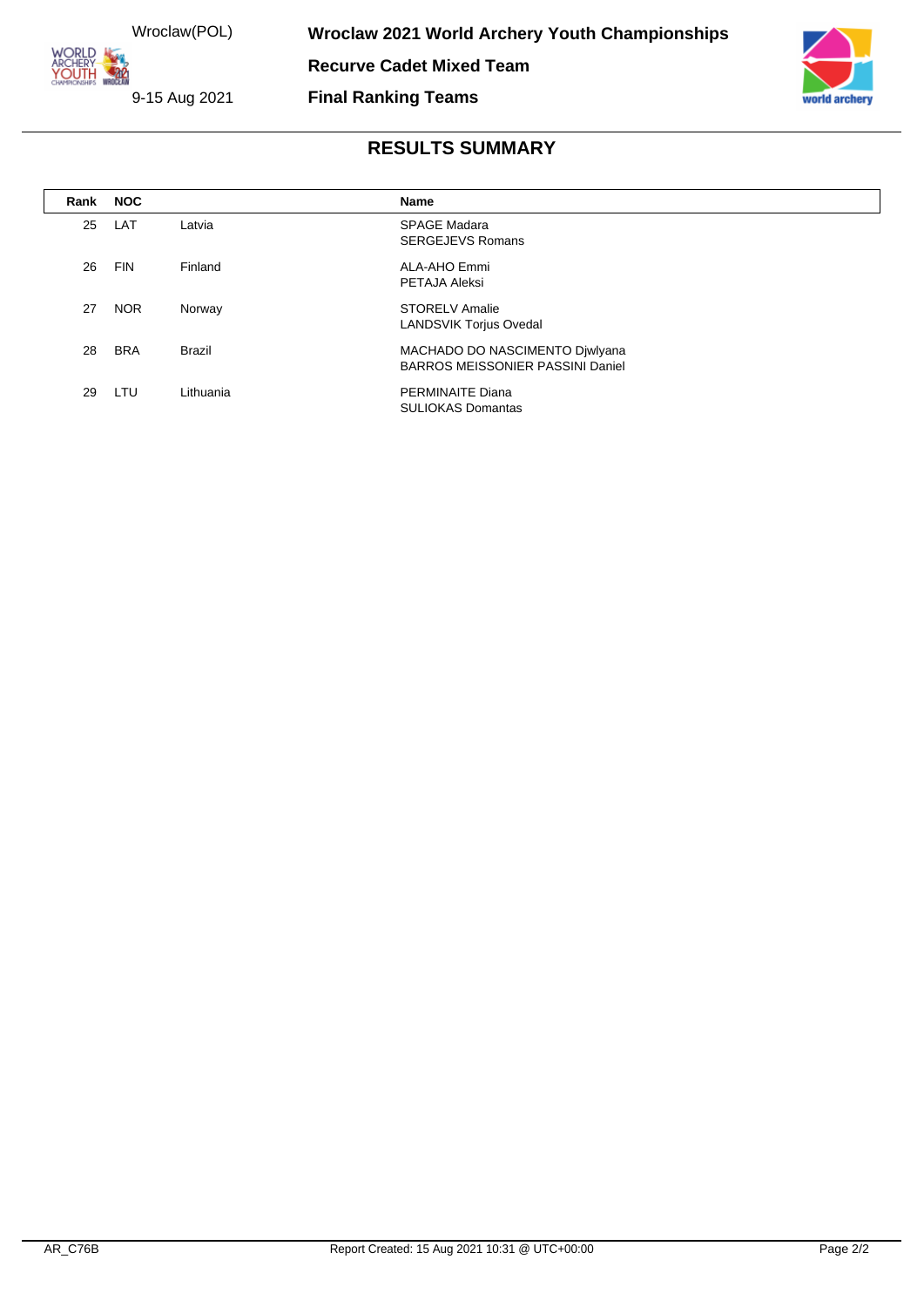Wroclaw(POL)

9-15 Aug 2021

**Wroclaw 2021 World Archery Youth Championships**

**Recurve Cadet Mixed Team**

**Final Ranking Teams**

## RESULTS SUMMARY

| Rank | NOC | | Name |
|---|---|---|---|
| 25 | LAT | Latvia | SPAGE Madara<br>SERGEJEVS Romans |
| 26 | FIN | Finland | ALA-AHO Emmi<br>PETAJA Aleksi |
| 27 | NOR | Norway | STORELV Amalie<br>LANDSVIK Torjus Ovedal |
| 28 | BRA | Brazil | MACHADO DO NASCIMENTO Djwlyana<br>BARROS MEISSONIER PASSINI Daniel |
| 29 | LTU | Lithuania | PERMINAITE Diana<br>SULIOKAS Domantas |

AR_C76B    Report Created: 15 Aug 2021 10:31 @ UTC+00:00